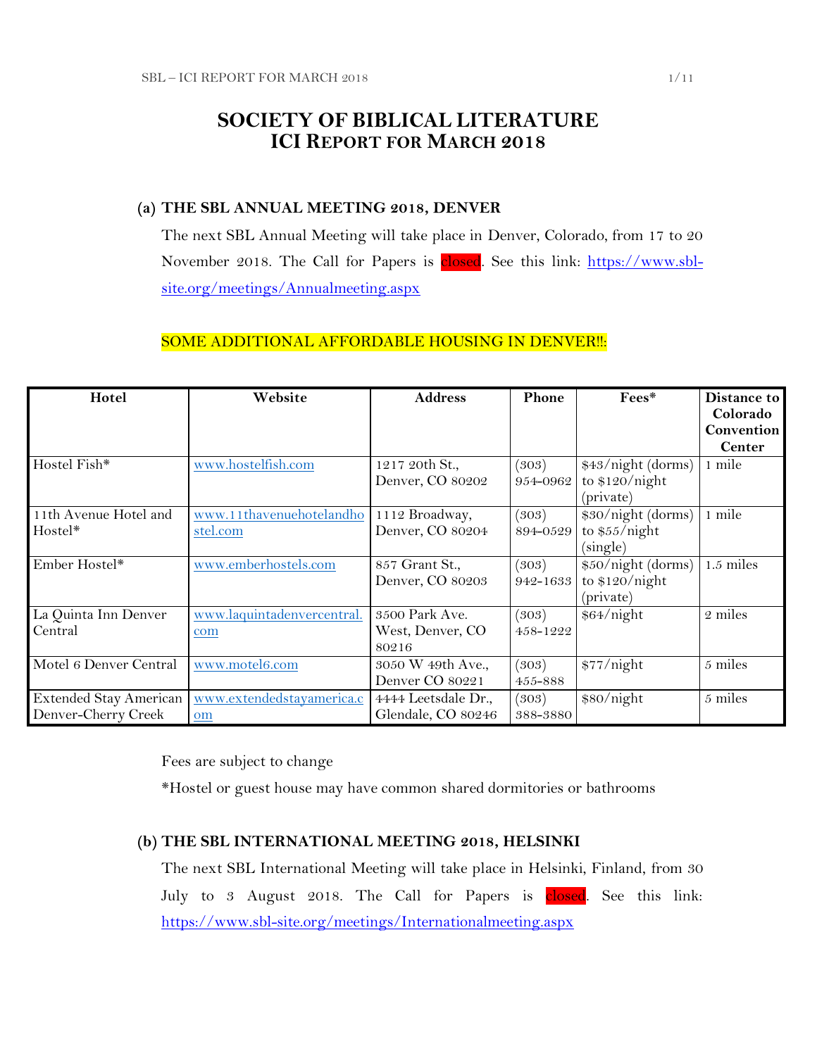# SOCIETY OF BIBLICAL LITERATURE
## ICI REPORT FOR MARCH 2018

### (a) THE SBL ANNUAL MEETING 2018, DENVER

The next SBL Annual Meeting will take place in Denver, Colorado, from 17 to 20 November 2018. The Call for Papers is closed. See this link: https://www.sbl-site.org/meetings/Annualmeeting.aspx

SOME ADDITIONAL AFFORDABLE HOUSING IN DENVER!!:

| Hotel | Website | Address | Phone | Fees* | Distance to Colorado Convention Center |
|---|---|---|---|---|---|
| Hostel Fish* | www.hostelfish.com | 1217 20th St., Denver, CO 80202 | (303) 954-0962 | $43/night (dorms) to $120/night (private) | 1 mile |
| 11th Avenue Hotel and Hostel* | www.11thavenuehotelandhostel.com | 1112 Broadway, Denver, CO 80204 | (303) 894-0529 | $30/night (dorms) to $55/night (single) | 1 mile |
| Ember Hostel* | www.emberhostels.com | 857 Grant St., Denver, CO 80203 | (303) 942-1633 | $50/night (dorms) to $120/night (private) | 1.5 miles |
| La Quinta Inn Denver Central | www.laquintadenvercentral.com | 3500 Park Ave. West, Denver, CO 80216 | (303) 458-1222 | $64/night | 2 miles |
| Motel 6 Denver Central | www.motel6.com | 3050 W 49th Ave., Denver CO 80221 | (303) 455-888 | $77/night | 5 miles |
| Extended Stay American Denver-Cherry Creek | www.extendedstayamerica.com | 4444 Leetsdale Dr., Glendale, CO 80246 | (303) 388-3880 | $80/night | 5 miles |

Fees are subject to change

*Hostel or guest house may have common shared dormitories or bathrooms

### (b) THE SBL INTERNATIONAL MEETING 2018, HELSINKI

The next SBL International Meeting will take place in Helsinki, Finland, from 30 July to 3 August 2018. The Call for Papers is closed. See this link: https://www.sbl-site.org/meetings/Internationalmeeting.aspx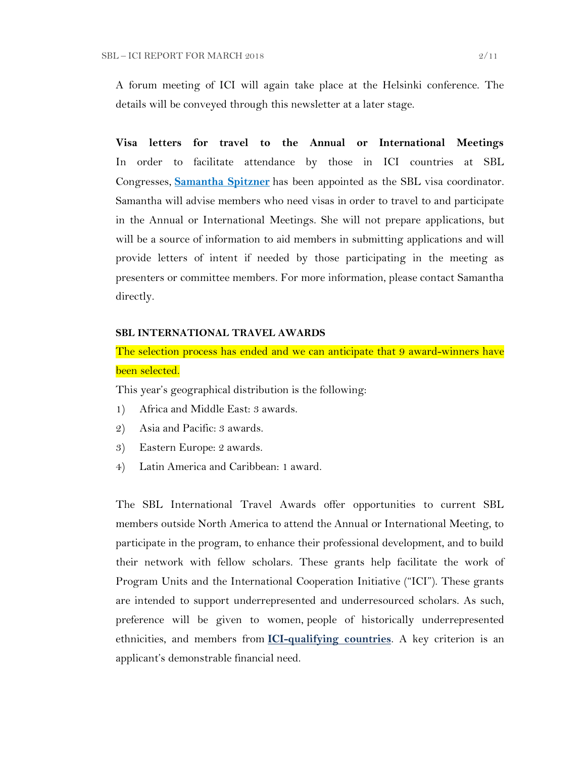A forum meeting of ICI will again take place at the Helsinki conference. The details will be conveyed through this newsletter at a later stage.

**Visa letters for travel to the Annual or International Meetings**
In order to facilitate attendance by those in ICI countries at SBL Congresses, **Samantha Spitzner** has been appointed as the SBL visa coordinator. Samantha will advise members who need visas in order to travel to and participate in the Annual or International Meetings. She will not prepare applications, but will be a source of information to aid members in submitting applications and will provide letters of intent if needed by those participating in the meeting as presenters or committee members. For more information, please contact Samantha directly.

### SBL INTERNATIONAL TRAVEL AWARDS

The selection process has ended and we can anticipate that 9 award-winners have been selected.

This year's geographical distribution is the following:

1) Africa and Middle East: 3 awards.
2) Asia and Pacific: 3 awards.
3) Eastern Europe: 2 awards.
4) Latin America and Caribbean: 1 award.

The SBL International Travel Awards offer opportunities to current SBL members outside North America to attend the Annual or International Meeting, to participate in the program, to enhance their professional development, and to build their network with fellow scholars. These grants help facilitate the work of Program Units and the International Cooperation Initiative ("ICI"). These grants are intended to support underrepresented and underresourced scholars. As such, preference will be given to women, people of historically underrepresented ethnicities, and members from **ICI-qualifying countries**. A key criterion is an applicant's demonstrable financial need.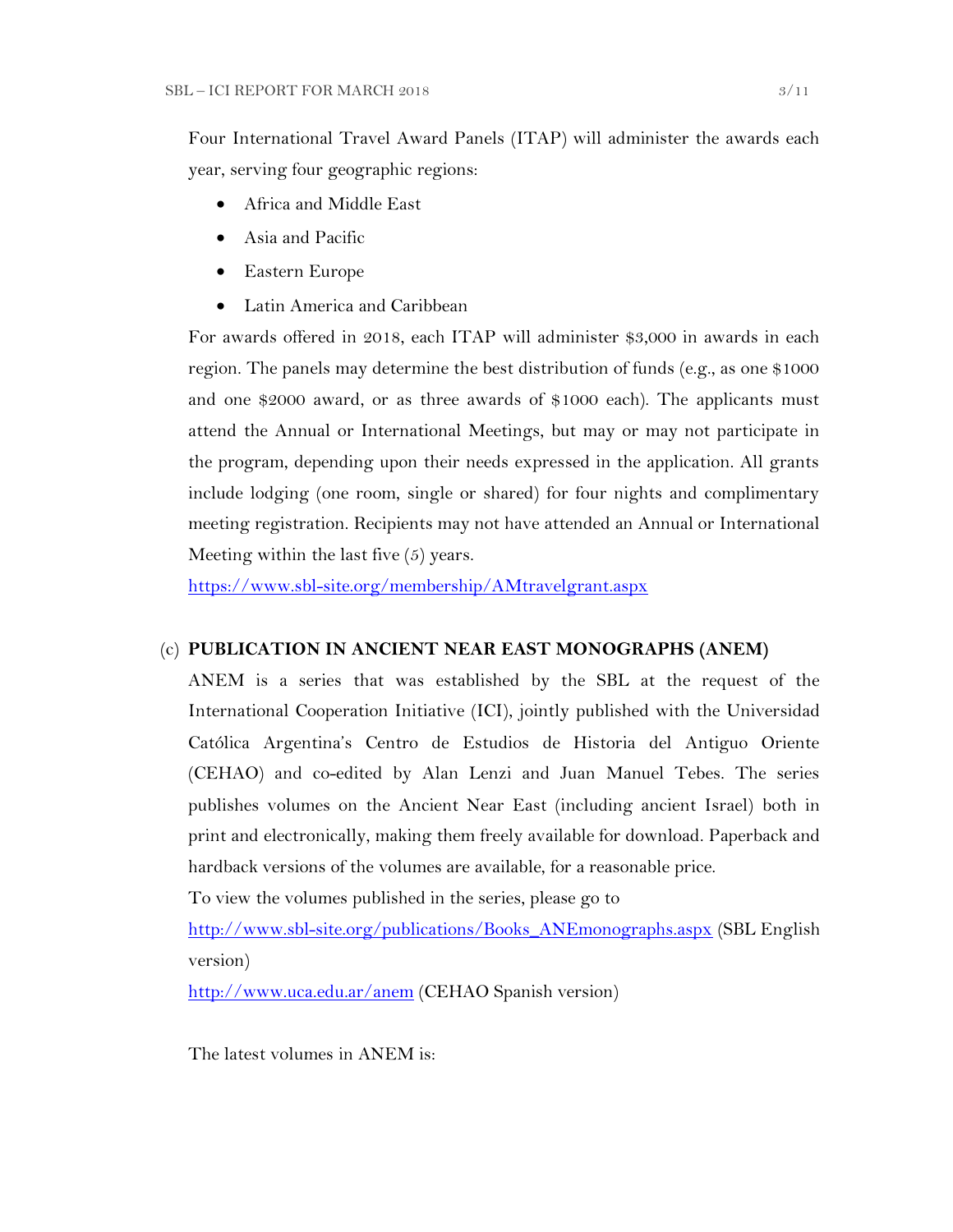Four International Travel Award Panels (ITAP) will administer the awards each year, serving four geographic regions:

- Africa and Middle East
- Asia and Pacific
- Eastern Europe
- Latin America and Caribbean

For awards offered in 2018, each ITAP will administer $3,000 in awards in each region. The panels may determine the best distribution of funds (e.g., as one $1000 and one $2000 award, or as three awards of $1000 each). The applicants must attend the Annual or International Meetings, but may or may not participate in the program, depending upon their needs expressed in the application. All grants include lodging (one room, single or shared) for four nights and complimentary meeting registration. Recipients may not have attended an Annual or International Meeting within the last five (5) years.

https://www.sbl-site.org/membership/AMtravelgrant.aspx

(c) **PUBLICATION IN ANCIENT NEAR EAST MONOGRAPHS (ANEM)**

ANEM is a series that was established by the SBL at the request of the International Cooperation Initiative (ICI), jointly published with the Universidad Católica Argentina's Centro de Estudios de Historia del Antiguo Oriente (CEHAO) and co-edited by Alan Lenzi and Juan Manuel Tebes. The series publishes volumes on the Ancient Near East (including ancient Israel) both in print and electronically, making them freely available for download. Paperback and hardback versions of the volumes are available, for a reasonable price.

To view the volumes published in the series, please go to

http://www.sbl-site.org/publications/Books_ANEmonographs.aspx (SBL English version)

http://www.uca.edu.ar/anem (CEHAO Spanish version)

The latest volumes in ANEM is: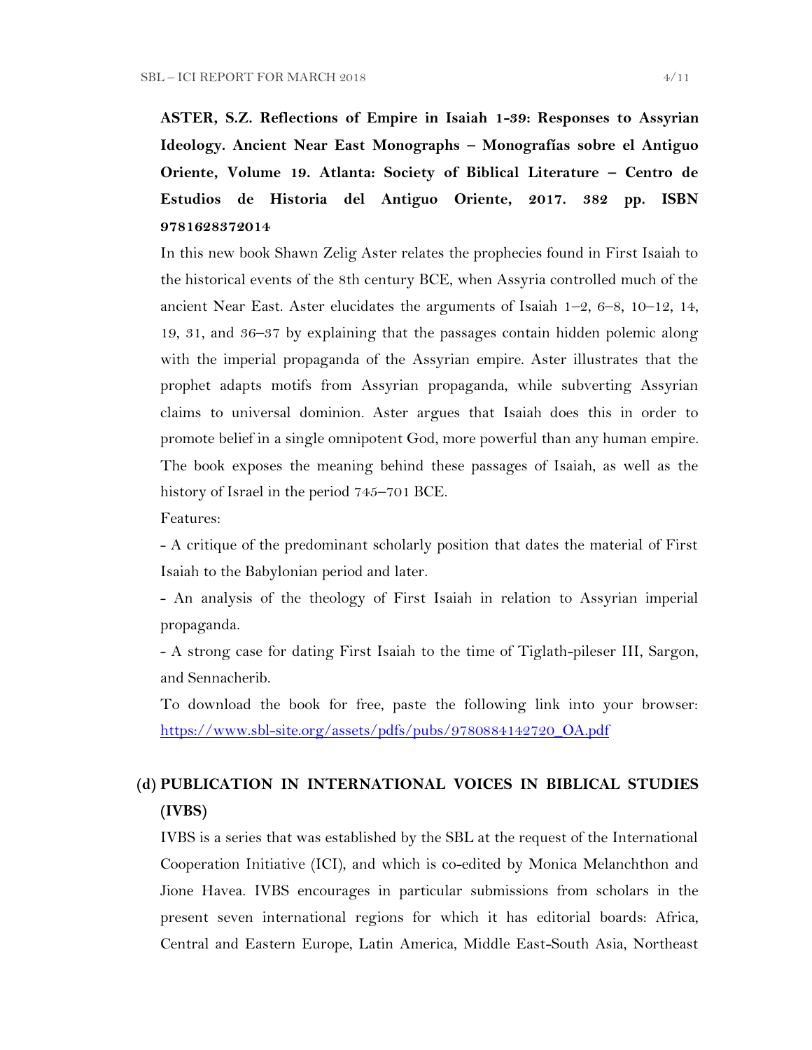**ASTER, S.Z. Reflections of Empire in Isaiah 1-39: Responses to Assyrian Ideology. Ancient Near East Monographs – Monografías sobre el Antiguo Oriente, Volume 19. Atlanta: Society of Biblical Literature – Centro de Estudios de Historia del Antiguo Oriente, 2017. 382 pp. ISBN 9781628372014**

In this new book Shawn Zelig Aster relates the prophecies found in First Isaiah to the historical events of the 8th century BCE, when Assyria controlled much of the ancient Near East. Aster elucidates the arguments of Isaiah 1–2, 6–8, 10–12, 14, 19, 31, and 36–37 by explaining that the passages contain hidden polemic along with the imperial propaganda of the Assyrian empire. Aster illustrates that the prophet adapts motifs from Assyrian propaganda, while subverting Assyrian claims to universal dominion. Aster argues that Isaiah does this in order to promote belief in a single omnipotent God, more powerful than any human empire. The book exposes the meaning behind these passages of Isaiah, as well as the history of Israel in the period 745–701 BCE.

Features:

- A critique of the predominant scholarly position that dates the material of First Isaiah to the Babylonian period and later.
- An analysis of the theology of First Isaiah in relation to Assyrian imperial propaganda.
- A strong case for dating First Isaiah to the time of Tiglath-pileser III, Sargon, and Sennacherib.

To download the book for free, paste the following link into your browser: https://www.sbl-site.org/assets/pdfs/pubs/9780884142720_OA.pdf

## (d) PUBLICATION IN INTERNATIONAL VOICES IN BIBLICAL STUDIES (IVBS)

IVBS is a series that was established by the SBL at the request of the International Cooperation Initiative (ICI), and which is co-edited by Monica Melanchthon and Jione Havea. IVBS encourages in particular submissions from scholars in the present seven international regions for which it has editorial boards: Africa, Central and Eastern Europe, Latin America, Middle East-South Asia, Northeast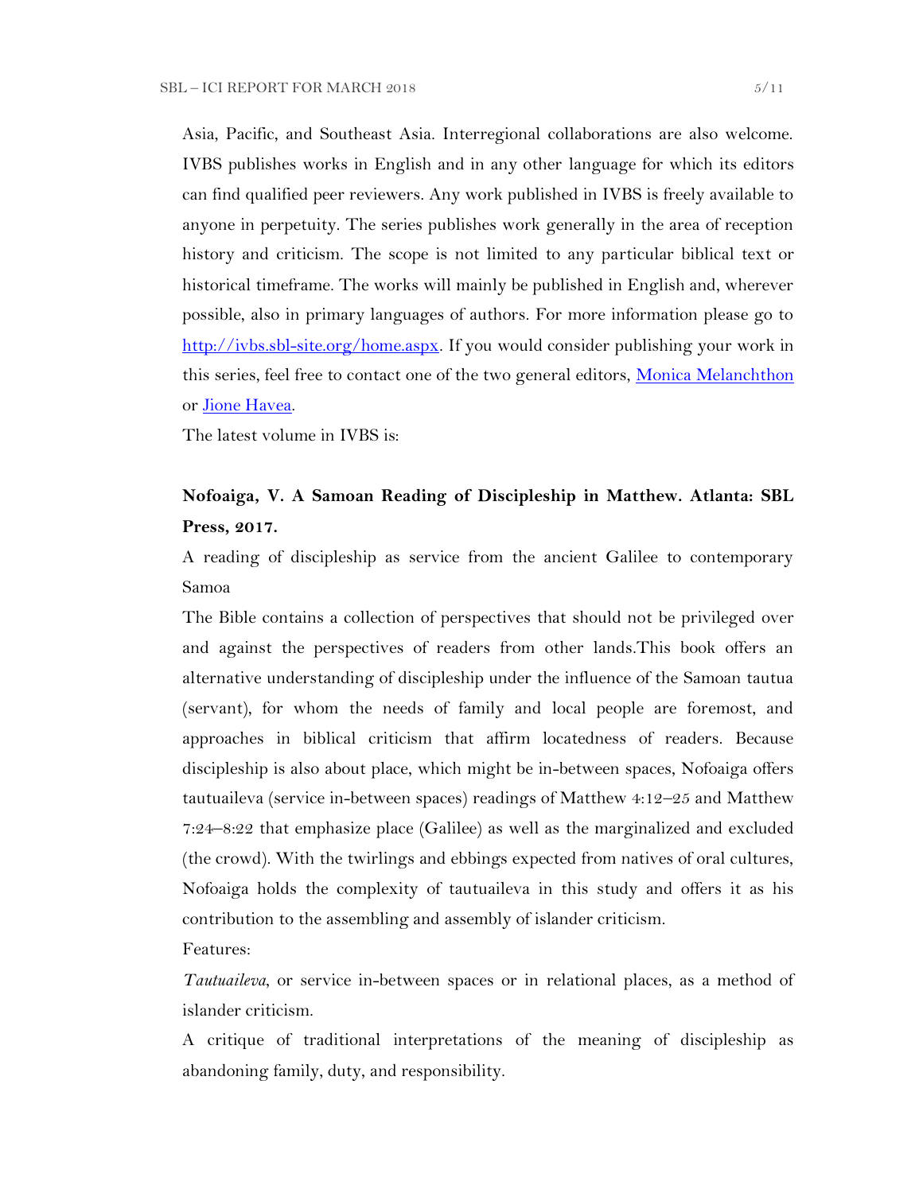Asia, Pacific, and Southeast Asia. Interregional collaborations are also welcome. IVBS publishes works in English and in any other language for which its editors can find qualified peer reviewers. Any work published in IVBS is freely available to anyone in perpetuity. The series publishes work generally in the area of reception history and criticism. The scope is not limited to any particular biblical text or historical timeframe. The works will mainly be published in English and, wherever possible, also in primary languages of authors. For more information please go to [http://ivbs.sbl-site.org/home.aspx](http://ivbs.sbl-site.org/home.aspx). If you would consider publishing your work in this series, feel free to contact one of the two general editors, [Monica Melanchthon]() or [Jione Havea]().

The latest volume in IVBS is:

**Nofoaiga, V. A Samoan Reading of Discipleship in Matthew. Atlanta: SBL Press, 2017.**

A reading of discipleship as service from the ancient Galilee to contemporary Samoa

The Bible contains a collection of perspectives that should not be privileged over and against the perspectives of readers from other lands.This book offers an alternative understanding of discipleship under the influence of the Samoan tautua (servant), for whom the needs of family and local people are foremost, and approaches in biblical criticism that affirm locatedness of readers. Because discipleship is also about place, which might be in-between spaces, Nofoaiga offers tautuaileva (service in-between spaces) readings of Matthew 4:12–25 and Matthew 7:24–8:22 that emphasize place (Galilee) as well as the marginalized and excluded (the crowd). With the twirlings and ebbings expected from natives of oral cultures, Nofoaiga holds the complexity of tautuaileva in this study and offers it as his contribution to the assembling and assembly of islander criticism.

Features:

*Tautuaileva*, or service in-between spaces or in relational places, as a method of islander criticism.

A critique of traditional interpretations of the meaning of discipleship as abandoning family, duty, and responsibility.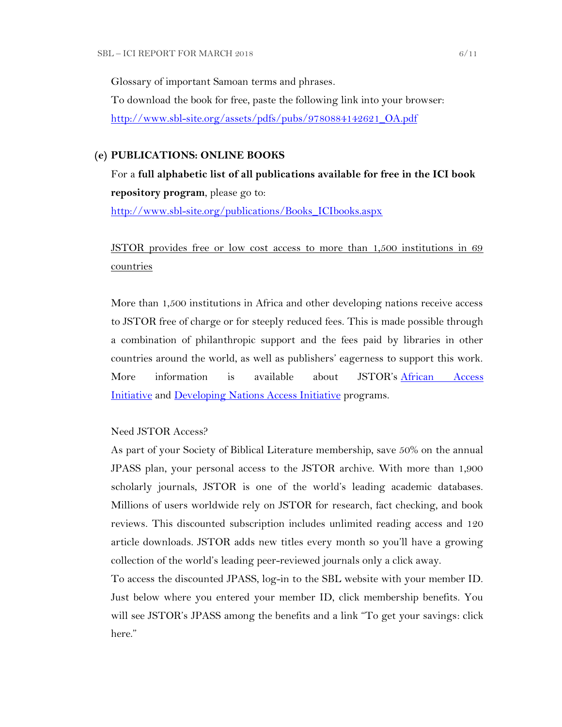Glossary of important Samoan terms and phrases.

To download the book for free, paste the following link into your browser:

http://www.sbl-site.org/assets/pdfs/pubs/9780884142621_OA.pdf

**(e) PUBLICATIONS: ONLINE BOOKS**

For a **full alphabetic list of all publications available for free in the ICI book repository program**, please go to:

http://www.sbl-site.org/publications/Books_ICIbooks.aspx

JSTOR provides free or low cost access to more than 1,500 institutions in 69 countries

More than 1,500 institutions in Africa and other developing nations receive access to JSTOR free of charge or for steeply reduced fees. This is made possible through a combination of philanthropic support and the fees paid by libraries in other countries around the world, as well as publishers' eagerness to support this work. More information is available about JSTOR's African Access Initiative and Developing Nations Access Initiative programs.

Need JSTOR Access?

As part of your Society of Biblical Literature membership, save 50% on the annual JPASS plan, your personal access to the JSTOR archive. With more than 1,900 scholarly journals, JSTOR is one of the world's leading academic databases. Millions of users worldwide rely on JSTOR for research, fact checking, and book reviews. This discounted subscription includes unlimited reading access and 120 article downloads. JSTOR adds new titles every month so you'll have a growing collection of the world's leading peer-reviewed journals only a click away.

To access the discounted JPASS, log-in to the SBL website with your member ID. Just below where you entered your member ID, click membership benefits. You will see JSTOR's JPASS among the benefits and a link "To get your savings: click here."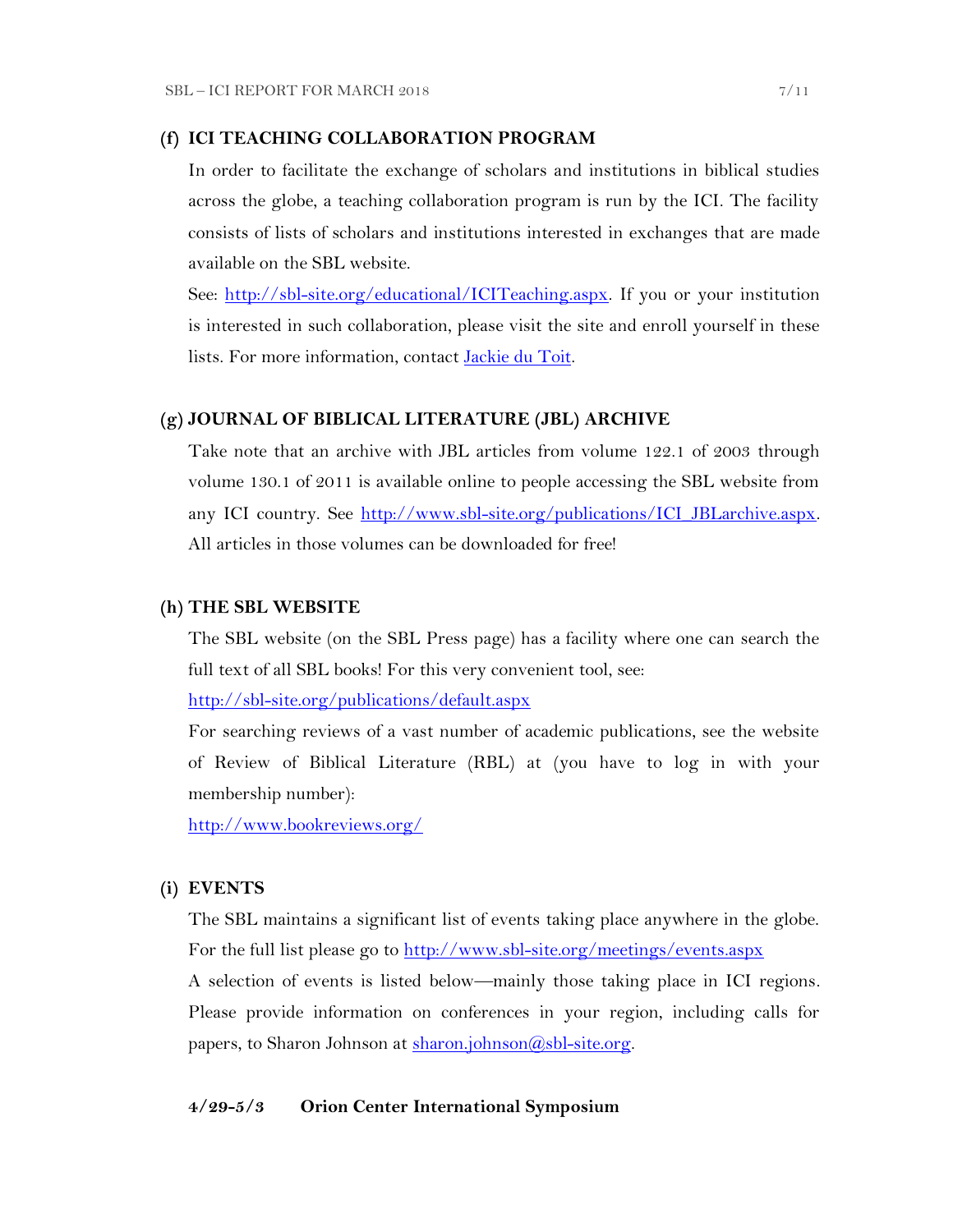### (f) ICI TEACHING COLLABORATION PROGRAM

In order to facilitate the exchange of scholars and institutions in biblical studies across the globe, a teaching collaboration program is run by the ICI. The facility consists of lists of scholars and institutions interested in exchanges that are made available on the SBL website.

See: [http://sbl-site.org/educational/ICITeaching.aspx](http://sbl-site.org/educational/ICITeaching.aspx). If you or your institution is interested in such collaboration, please visit the site and enroll yourself in these lists. For more information, contact Jackie du Toit.

### (g) JOURNAL OF BIBLICAL LITERATURE (JBL) ARCHIVE

Take note that an archive with JBL articles from volume 122.1 of 2003 through volume 130.1 of 2011 is available online to people accessing the SBL website from any ICI country. See [http://www.sbl-site.org/publications/ICI_JBLarchive.aspx](http://www.sbl-site.org/publications/ICI_JBLarchive.aspx). All articles in those volumes can be downloaded for free!

### (h) THE SBL WEBSITE

The SBL website (on the SBL Press page) has a facility where one can search the full text of all SBL books! For this very convenient tool, see:

[http://sbl-site.org/publications/default.aspx](http://sbl-site.org/publications/default.aspx)

For searching reviews of a vast number of academic publications, see the website of Review of Biblical Literature (RBL) at (you have to log in with your membership number):

[http://www.bookreviews.org/](http://www.bookreviews.org/)

### (i) EVENTS

The SBL maintains a significant list of events taking place anywhere in the globe. For the full list please go to [http://www.sbl-site.org/meetings/events.aspx](http://www.sbl-site.org/meetings/events.aspx)

A selection of events is listed below—mainly those taking place in ICI regions. Please provide information on conferences in your region, including calls for papers, to Sharon Johnson at [sharon.johnson@sbl-site.org](mailto:sharon.johnson@sbl-site.org).

**4/29-5/3 Orion Center International Symposium**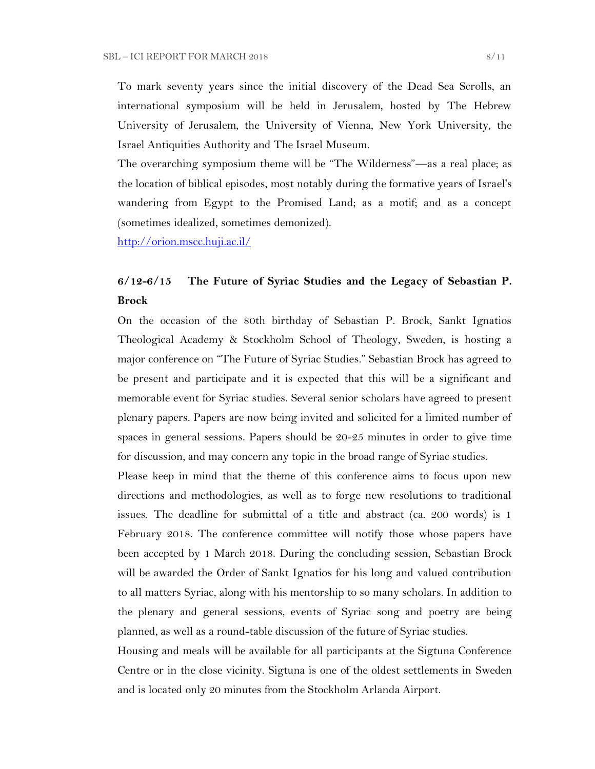To mark seventy years since the initial discovery of the Dead Sea Scrolls, an international symposium will be held in Jerusalem, hosted by The Hebrew University of Jerusalem, the University of Vienna, New York University, the Israel Antiquities Authority and The Israel Museum.

The overarching symposium theme will be "The Wilderness"—as a real place; as the location of biblical episodes, most notably during the formative years of Israel's wandering from Egypt to the Promised Land; as a motif; and as a concept (sometimes idealized, sometimes demonized).

http://orion.mscc.huji.ac.il/

### 6/12-6/15 The Future of Syriac Studies and the Legacy of Sebastian P. Brock

On the occasion of the 80th birthday of Sebastian P. Brock, Sankt Ignatios Theological Academy & Stockholm School of Theology, Sweden, is hosting a major conference on "The Future of Syriac Studies." Sebastian Brock has agreed to be present and participate and it is expected that this will be a significant and memorable event for Syriac studies. Several senior scholars have agreed to present plenary papers. Papers are now being invited and solicited for a limited number of spaces in general sessions. Papers should be 20-25 minutes in order to give time for discussion, and may concern any topic in the broad range of Syriac studies.

Please keep in mind that the theme of this conference aims to focus upon new directions and methodologies, as well as to forge new resolutions to traditional issues. The deadline for submittal of a title and abstract (ca. 200 words) is 1 February 2018. The conference committee will notify those whose papers have been accepted by 1 March 2018. During the concluding session, Sebastian Brock will be awarded the Order of Sankt Ignatios for his long and valued contribution to all matters Syriac, along with his mentorship to so many scholars. In addition to the plenary and general sessions, events of Syriac song and poetry are being planned, as well as a round-table discussion of the future of Syriac studies.

Housing and meals will be available for all participants at the Sigtuna Conference Centre or in the close vicinity. Sigtuna is one of the oldest settlements in Sweden and is located only 20 minutes from the Stockholm Arlanda Airport.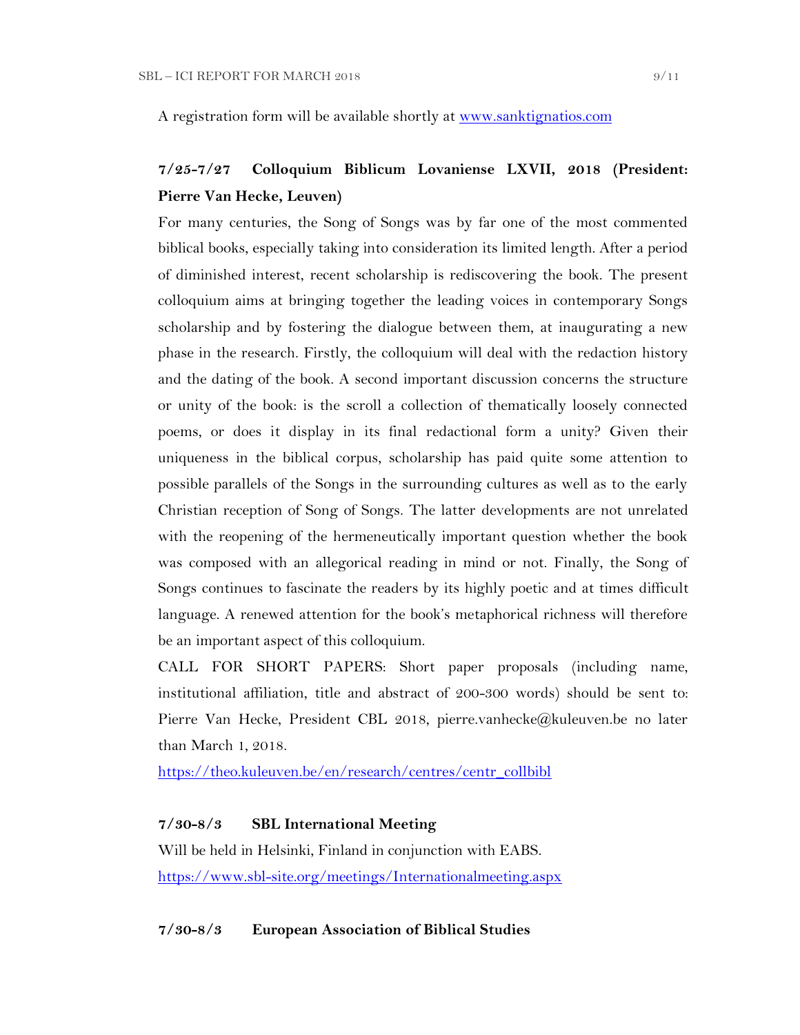A registration form will be available shortly at [www.sanktignatios.com](http://www.sanktignatios.com)

**7/25-7/27 Colloquium Biblicum Lovaniense LXVII, 2018 (President: Pierre Van Hecke, Leuven)**

For many centuries, the Song of Songs was by far one of the most commented biblical books, especially taking into consideration its limited length. After a period of diminished interest, recent scholarship is rediscovering the book. The present colloquium aims at bringing together the leading voices in contemporary Songs scholarship and by fostering the dialogue between them, at inaugurating a new phase in the research. Firstly, the colloquium will deal with the redaction history and the dating of the book. A second important discussion concerns the structure or unity of the book: is the scroll a collection of thematically loosely connected poems, or does it display in its final redactional form a unity? Given their uniqueness in the biblical corpus, scholarship has paid quite some attention to possible parallels of the Songs in the surrounding cultures as well as to the early Christian reception of Song of Songs. The latter developments are not unrelated with the reopening of the hermeneutically important question whether the book was composed with an allegorical reading in mind or not. Finally, the Song of Songs continues to fascinate the readers by its highly poetic and at times difficult language. A renewed attention for the book's metaphorical richness will therefore be an important aspect of this colloquium.

CALL FOR SHORT PAPERS: Short paper proposals (including name, institutional affiliation, title and abstract of 200-300 words) should be sent to: Pierre Van Hecke, President CBL 2018, pierre.vanhecke@kuleuven.be no later than March 1, 2018.

[https://theo.kuleuven.be/en/research/centres/centr_collbibl](https://theo.kuleuven.be/en/research/centres/centr_collbibl)

**7/30-8/3 SBL International Meeting**

Will be held in Helsinki, Finland in conjunction with EABS.

[https://www.sbl-site.org/meetings/Internationalmeeting.aspx](https://www.sbl-site.org/meetings/Internationalmeeting.aspx)

**7/30-8/3 European Association of Biblical Studies**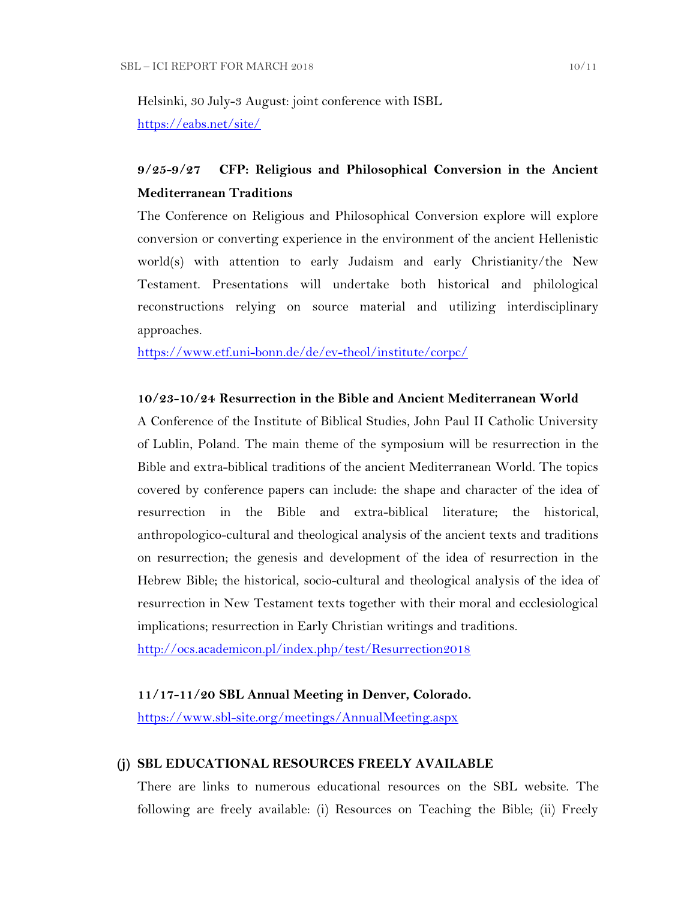Helsinki, 30 July-3 August: joint conference with ISBL
https://eabs.net/site/

**9/25-9/27 CFP: Religious and Philosophical Conversion in the Ancient Mediterranean Traditions**

The Conference on Religious and Philosophical Conversion explore will explore conversion or converting experience in the environment of the ancient Hellenistic world(s) with attention to early Judaism and early Christianity/the New Testament. Presentations will undertake both historical and philological reconstructions relying on source material and utilizing interdisciplinary approaches.
https://www.etf.uni-bonn.de/de/ev-theol/institute/corpc/

**10/23-10/24 Resurrection in the Bible and Ancient Mediterranean World**

A Conference of the Institute of Biblical Studies, John Paul II Catholic University of Lublin, Poland. The main theme of the symposium will be resurrection in the Bible and extra-biblical traditions of the ancient Mediterranean World. The topics covered by conference papers can include: the shape and character of the idea of resurrection in the Bible and extra-biblical literature; the historical, anthropologico-cultural and theological analysis of the ancient texts and traditions on resurrection; the genesis and development of the idea of resurrection in the Hebrew Bible; the historical, socio-cultural and theological analysis of the idea of resurrection in New Testament texts together with their moral and ecclesiological implications; resurrection in Early Christian writings and traditions.
http://ocs.academicon.pl/index.php/test/Resurrection2018

**11/17-11/20 SBL Annual Meeting in Denver, Colorado.**
https://www.sbl-site.org/meetings/AnnualMeeting.aspx

## (j) SBL EDUCATIONAL RESOURCES FREELY AVAILABLE

There are links to numerous educational resources on the SBL website. The following are freely available: (i) Resources on Teaching the Bible; (ii) Freely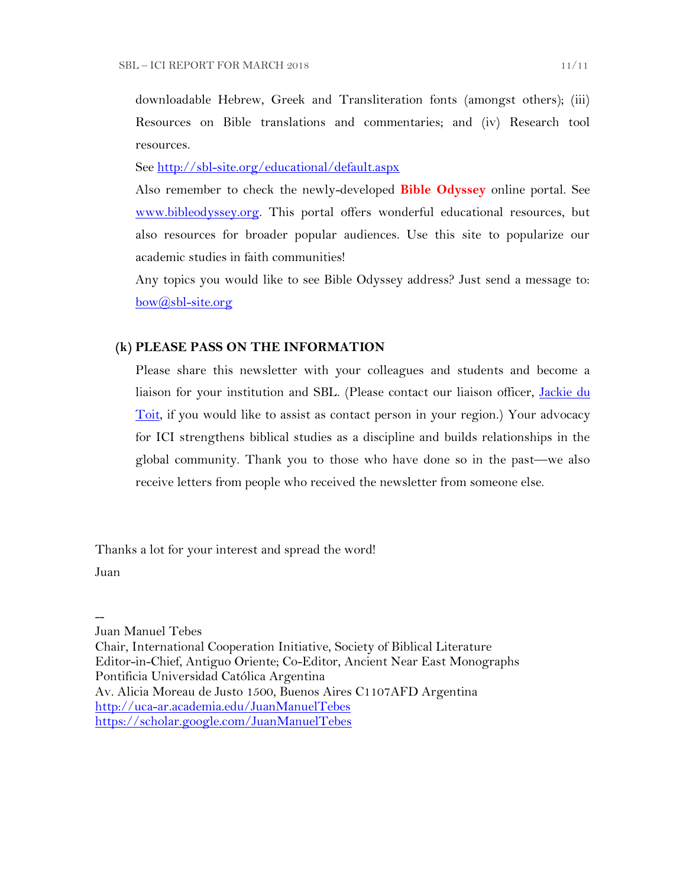downloadable Hebrew, Greek and Transliteration fonts (amongst others); (iii) Resources on Bible translations and commentaries; and (iv) Research tool resources.

See http://sbl-site.org/educational/default.aspx

Also remember to check the newly-developed **Bible Odyssey** online portal. See www.bibleodyssey.org. This portal offers wonderful educational resources, but also resources for broader popular audiences. Use this site to popularize our academic studies in faith communities!

Any topics you would like to see Bible Odyssey address? Just send a message to: bow@sbl-site.org

**(k) PLEASE PASS ON THE INFORMATION**

Please share this newsletter with your colleagues and students and become a liaison for your institution and SBL. (Please contact our liaison officer, Jackie du Toit, if you would like to assist as contact person in your region.) Your advocacy for ICI strengthens biblical studies as a discipline and builds relationships in the global community. Thank you to those who have done so in the past—we also receive letters from people who received the newsletter from someone else.

Thanks a lot for your interest and spread the word!

Juan

--
Juan Manuel Tebes
Chair, International Cooperation Initiative, Society of Biblical Literature
Editor-in-Chief, Antiguo Oriente; Co-Editor, Ancient Near East Monographs
Pontificia Universidad Católica Argentina
Av. Alicia Moreau de Justo 1500, Buenos Aires C1107AFD Argentina
http://uca-ar.academia.edu/JuanManuelTebes
https://scholar.google.com/JuanManuelTebes